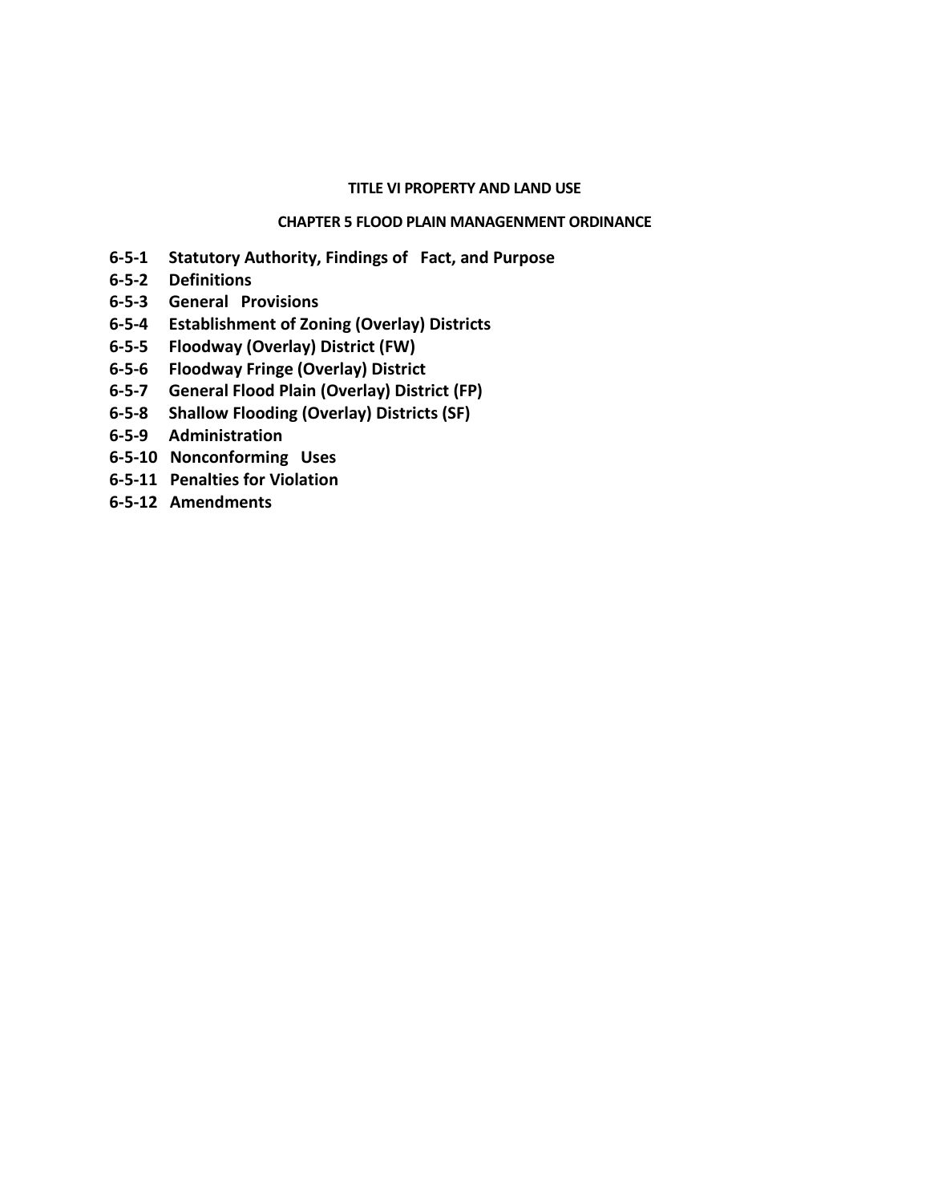# TITLE VI PROPERTY AND LAND USE

## CHAPTER 5 FLOOD PLAIN MANAGENMENT ORDINANCE

**6-5-1 Statutory Authority, Findings of Fact, and Purpose**
**6-5-2 Definitions**
**6-5-3 General Provisions**
**6-5-4 Establishment of Zoning (Overlay) Districts**
**6-5-5 Floodway (Overlay) District (FW)**
**6-5-6 Floodway Fringe (Overlay) District**
**6-5-7 General Flood Plain (Overlay) District (FP)**
**6-5-8 Shallow Flooding (Overlay) Districts (SF)**
**6-5-9 Administration**
**6-5-10 Nonconforming Uses**
**6-5-11 Penalties for Violation**
**6-5-12 Amendments**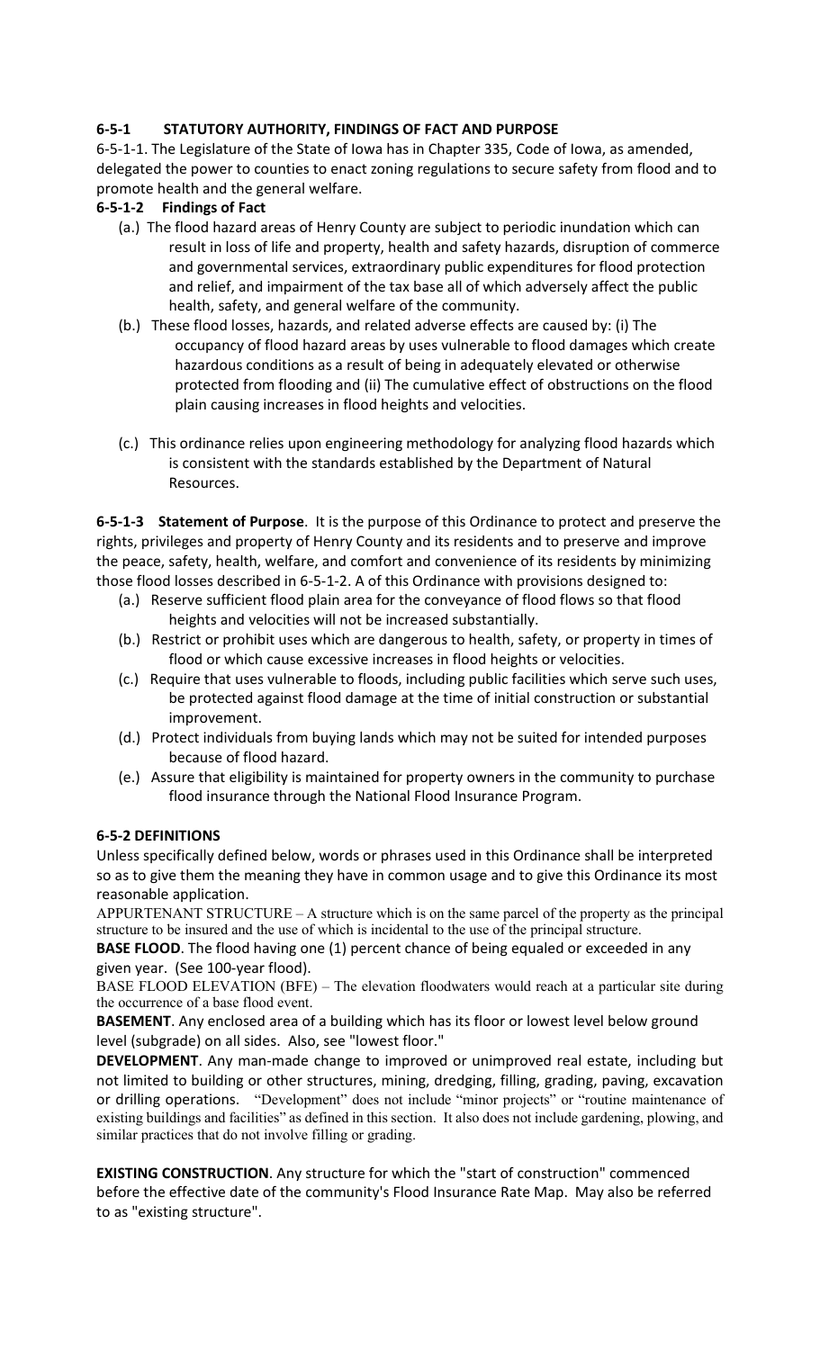**6-5-1 STATUTORY AUTHORITY, FINDINGS OF FACT AND PURPOSE**

6-5-1-1. The Legislature of the State of Iowa has in Chapter 335, Code of Iowa, as amended, delegated the power to counties to enact zoning regulations to secure safety from flood and to promote health and the general welfare.

**6-5-1-2 Findings of Fact**

(a.) The flood hazard areas of Henry County are subject to periodic inundation which can result in loss of life and property, health and safety hazards, disruption of commerce and governmental services, extraordinary public expenditures for flood protection and relief, and impairment of the tax base all of which adversely affect the public health, safety, and general welfare of the community.

(b.) These flood losses, hazards, and related adverse effects are caused by: (i) The occupancy of flood hazard areas by uses vulnerable to flood damages which create hazardous conditions as a result of being in adequately elevated or otherwise protected from flooding and (ii) The cumulative effect of obstructions on the flood plain causing increases in flood heights and velocities.

(c.) This ordinance relies upon engineering methodology for analyzing flood hazards which is consistent with the standards established by the Department of Natural Resources.

**6-5-1-3 Statement of Purpose**. It is the purpose of this Ordinance to protect and preserve the rights, privileges and property of Henry County and its residents and to preserve and improve the peace, safety, health, welfare, and comfort and convenience of its residents by minimizing those flood losses described in 6-5-1-2. A of this Ordinance with provisions designed to:

(a.) Reserve sufficient flood plain area for the conveyance of flood flows so that flood heights and velocities will not be increased substantially.

(b.) Restrict or prohibit uses which are dangerous to health, safety, or property in times of flood or which cause excessive increases in flood heights or velocities.

(c.) Require that uses vulnerable to floods, including public facilities which serve such uses, be protected against flood damage at the time of initial construction or substantial improvement.

(d.) Protect individuals from buying lands which may not be suited for intended purposes because of flood hazard.

(e.) Assure that eligibility is maintained for property owners in the community to purchase flood insurance through the National Flood Insurance Program.

**6-5-2 DEFINITIONS**

Unless specifically defined below, words or phrases used in this Ordinance shall be interpreted so as to give them the meaning they have in common usage and to give this Ordinance its most reasonable application.

APPURTENANT STRUCTURE – A structure which is on the same parcel of the property as the principal structure to be insured and the use of which is incidental to the use of the principal structure.

**BASE FLOOD**. The flood having one (1) percent chance of being equaled or exceeded in any given year. (See 100-year flood).

BASE FLOOD ELEVATION (BFE) – The elevation floodwaters would reach at a particular site during the occurrence of a base flood event.

**BASEMENT**. Any enclosed area of a building which has its floor or lowest level below ground level (subgrade) on all sides. Also, see "lowest floor."

**DEVELOPMENT**. Any man-made change to improved or unimproved real estate, including but not limited to building or other structures, mining, dredging, filling, grading, paving, excavation or drilling operations. "Development" does not include "minor projects" or "routine maintenance of existing buildings and facilities" as defined in this section. It also does not include gardening, plowing, and similar practices that do not involve filling or grading.

**EXISTING CONSTRUCTION**. Any structure for which the "start of construction" commenced before the effective date of the community's Flood Insurance Rate Map. May also be referred to as "existing structure".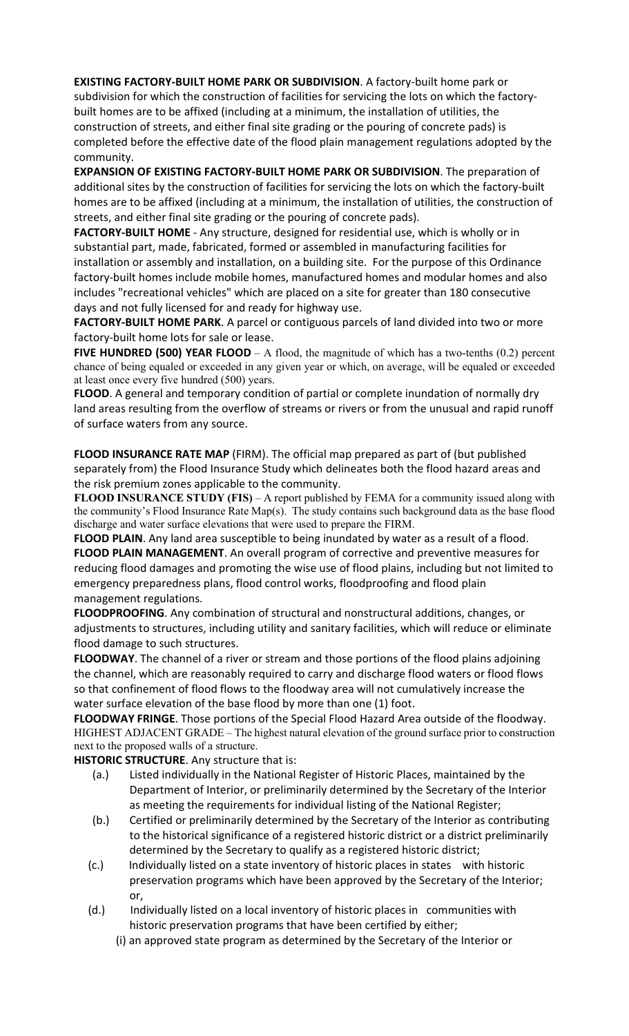**EXISTING FACTORY-BUILT HOME PARK OR SUBDIVISION**. A factory-built home park or subdivision for which the construction of facilities for servicing the lots on which the factory-built homes are to be affixed (including at a minimum, the installation of utilities, the construction of streets, and either final site grading or the pouring of concrete pads) is completed before the effective date of the flood plain management regulations adopted by the community.

**EXPANSION OF EXISTING FACTORY-BUILT HOME PARK OR SUBDIVISION**. The preparation of additional sites by the construction of facilities for servicing the lots on which the factory-built homes are to be affixed (including at a minimum, the installation of utilities, the construction of streets, and either final site grading or the pouring of concrete pads).

**FACTORY-BUILT HOME** - Any structure, designed for residential use, which is wholly or in substantial part, made, fabricated, formed or assembled in manufacturing facilities for installation or assembly and installation, on a building site. For the purpose of this Ordinance factory-built homes include mobile homes, manufactured homes and modular homes and also includes "recreational vehicles" which are placed on a site for greater than 180 consecutive days and not fully licensed for and ready for highway use.

**FACTORY-BUILT HOME PARK**. A parcel or contiguous parcels of land divided into two or more factory-built home lots for sale or lease.

**FIVE HUNDRED (500) YEAR FLOOD** – A flood, the magnitude of which has a two-tenths (0.2) percent chance of being equaled or exceeded in any given year or which, on average, will be equaled or exceeded at least once every five hundred (500) years.

**FLOOD**. A general and temporary condition of partial or complete inundation of normally dry land areas resulting from the overflow of streams or rivers or from the unusual and rapid runoff of surface waters from any source.

**FLOOD INSURANCE RATE MAP** (FIRM). The official map prepared as part of (but published separately from) the Flood Insurance Study which delineates both the flood hazard areas and the risk premium zones applicable to the community.

**FLOOD INSURANCE STUDY (FIS)** – A report published by FEMA for a community issued along with the community's Flood Insurance Rate Map(s). The study contains such background data as the base flood discharge and water surface elevations that were used to prepare the FIRM.

**FLOOD PLAIN**. Any land area susceptible to being inundated by water as a result of a flood.

**FLOOD PLAIN MANAGEMENT**. An overall program of corrective and preventive measures for reducing flood damages and promoting the wise use of flood plains, including but not limited to emergency preparedness plans, flood control works, floodproofing and flood plain management regulations.

**FLOODPROOFING**. Any combination of structural and nonstructural additions, changes, or adjustments to structures, including utility and sanitary facilities, which will reduce or eliminate flood damage to such structures.

**FLOODWAY**. The channel of a river or stream and those portions of the flood plains adjoining the channel, which are reasonably required to carry and discharge flood waters or flood flows so that confinement of flood flows to the floodway area will not cumulatively increase the water surface elevation of the base flood by more than one (1) foot.

**FLOODWAY FRINGE**. Those portions of the Special Flood Hazard Area outside of the floodway.

HIGHEST ADJACENT GRADE – The highest natural elevation of the ground surface prior to construction next to the proposed walls of a structure.

**HISTORIC STRUCTURE**. Any structure that is:

(a.) Listed individually in the National Register of Historic Places, maintained by the Department of Interior, or preliminarily determined by the Secretary of the Interior as meeting the requirements for individual listing of the National Register;

(b.) Certified or preliminarily determined by the Secretary of the Interior as contributing to the historical significance of a registered historic district or a district preliminarily determined by the Secretary to qualify as a registered historic district;

(c.) Individually listed on a state inventory of historic places in states with historic preservation programs which have been approved by the Secretary of the Interior; or,

(d.) Individually listed on a local inventory of historic places in communities with historic preservation programs that have been certified by either;

(i) an approved state program as determined by the Secretary of the Interior or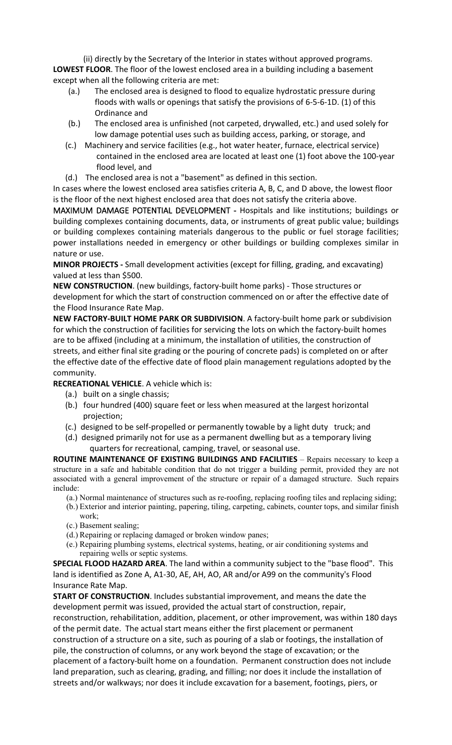(ii) directly by the Secretary of the Interior in states without approved programs.

**LOWEST FLOOR**. The floor of the lowest enclosed area in a building including a basement except when all the following criteria are met:

- (a.) The enclosed area is designed to flood to equalize hydrostatic pressure during floods with walls or openings that satisfy the provisions of 6-5-6-1D. (1) of this Ordinance and
- (b.) The enclosed area is unfinished (not carpeted, drywalled, etc.) and used solely for low damage potential uses such as building access, parking, or storage, and
- (c.) Machinery and service facilities (e.g., hot water heater, furnace, electrical service) contained in the enclosed area are located at least one (1) foot above the 100-year flood level, and
- (d.) The enclosed area is not a "basement" as defined in this section.

In cases where the lowest enclosed area satisfies criteria A, B, C, and D above, the lowest floor is the floor of the next highest enclosed area that does not satisfy the criteria above.

**MAXIMUM DAMAGE POTENTIAL DEVELOPMENT -** Hospitals and like institutions; buildings or building complexes containing documents, data, or instruments of great public value; buildings or building complexes containing materials dangerous to the public or fuel storage facilities; power installations needed in emergency or other buildings or building complexes similar in nature or use.

**MINOR PROJECTS -** Small development activities (except for filling, grading, and excavating) valued at less than $500.

**NEW CONSTRUCTION**. (new buildings, factory-built home parks) - Those structures or development for which the start of construction commenced on or after the effective date of the Flood Insurance Rate Map.

**NEW FACTORY-BUILT HOME PARK OR SUBDIVISION**. A factory-built home park or subdivision for which the construction of facilities for servicing the lots on which the factory-built homes are to be affixed (including at a minimum, the installation of utilities, the construction of streets, and either final site grading or the pouring of concrete pads) is completed on or after the effective date of the effective date of flood plain management regulations adopted by the community.

**RECREATIONAL VEHICLE**. A vehicle which is:

- (a.) built on a single chassis;
- (b.) four hundred (400) square feet or less when measured at the largest horizontal projection;
- (c.) designed to be self-propelled or permanently towable by a light duty truck; and
- (d.) designed primarily not for use as a permanent dwelling but as a temporary living quarters for recreational, camping, travel, or seasonal use.

**ROUTINE MAINTENANCE OF EXISTING BUILDINGS AND FACILITIES** – Repairs necessary to keep a structure in a safe and habitable condition that do not trigger a building permit, provided they are not associated with a general improvement of the structure or repair of a damaged structure. Such repairs include:

- (a.) Normal maintenance of structures such as re-roofing, replacing roofing tiles and replacing siding;
- (b.) Exterior and interior painting, papering, tiling, carpeting, cabinets, counter tops, and similar finish work;
- (c.) Basement sealing;
- (d.) Repairing or replacing damaged or broken window panes;
- (e.) Repairing plumbing systems, electrical systems, heating, or air conditioning systems and repairing wells or septic systems.

**SPECIAL FLOOD HAZARD AREA**. The land within a community subject to the "base flood". This land is identified as Zone A, A1-30, AE, AH, AO, AR and/or A99 on the community's Flood Insurance Rate Map.

**START OF CONSTRUCTION**. Includes substantial improvement, and means the date the development permit was issued, provided the actual start of construction, repair, reconstruction, rehabilitation, addition, placement, or other improvement, was within 180 days of the permit date. The actual start means either the first placement or permanent construction of a structure on a site, such as pouring of a slab or footings, the installation of pile, the construction of columns, or any work beyond the stage of excavation; or the placement of a factory-built home on a foundation. Permanent construction does not include land preparation, such as clearing, grading, and filling; nor does it include the installation of streets and/or walkways; nor does it include excavation for a basement, footings, piers, or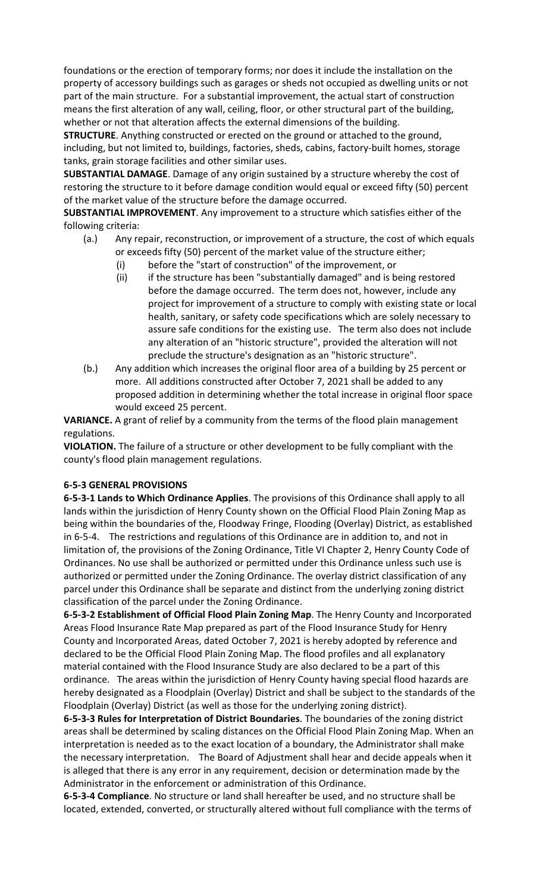foundations or the erection of temporary forms; nor does it include the installation on the property of accessory buildings such as garages or sheds not occupied as dwelling units or not part of the main structure. For a substantial improvement, the actual start of construction means the first alteration of any wall, ceiling, floor, or other structural part of the building, whether or not that alteration affects the external dimensions of the building.

**STRUCTURE**. Anything constructed or erected on the ground or attached to the ground, including, but not limited to, buildings, factories, sheds, cabins, factory-built homes, storage tanks, grain storage facilities and other similar uses.

**SUBSTANTIAL DAMAGE**. Damage of any origin sustained by a structure whereby the cost of restoring the structure to it before damage condition would equal or exceed fifty (50) percent of the market value of the structure before the damage occurred.

**SUBSTANTIAL IMPROVEMENT**. Any improvement to a structure which satisfies either of the following criteria:

(a.) Any repair, reconstruction, or improvement of a structure, the cost of which equals or exceeds fifty (50) percent of the market value of the structure either;
   (i) before the "start of construction" of the improvement, or
   (ii) if the structure has been "substantially damaged" and is being restored before the damage occurred. The term does not, however, include any project for improvement of a structure to comply with existing state or local health, sanitary, or safety code specifications which are solely necessary to assure safe conditions for the existing use. The term also does not include any alteration of an "historic structure", provided the alteration will not preclude the structure's designation as an "historic structure".

(b.) Any addition which increases the original floor area of a building by 25 percent or more. All additions constructed after October 7, 2021 shall be added to any proposed addition in determining whether the total increase in original floor space would exceed 25 percent.

**VARIANCE.** A grant of relief by a community from the terms of the flood plain management regulations.

**VIOLATION.** The failure of a structure or other development to be fully compliant with the county's flood plain management regulations.

**6-5-3 GENERAL PROVISIONS**

**6-5-3-1 Lands to Which Ordinance Applies**. The provisions of this Ordinance shall apply to all lands within the jurisdiction of Henry County shown on the Official Flood Plain Zoning Map as being within the boundaries of the, Floodway Fringe, Flooding (Overlay) District, as established in 6-5-4. The restrictions and regulations of this Ordinance are in addition to, and not in limitation of, the provisions of the Zoning Ordinance, Title VI Chapter 2, Henry County Code of Ordinances. No use shall be authorized or permitted under this Ordinance unless such use is authorized or permitted under the Zoning Ordinance. The overlay district classification of any parcel under this Ordinance shall be separate and distinct from the underlying zoning district classification of the parcel under the Zoning Ordinance.

**6-5-3-2 Establishment of Official Flood Plain Zoning Map**. The Henry County and Incorporated Areas Flood Insurance Rate Map prepared as part of the Flood Insurance Study for Henry County and Incorporated Areas, dated October 7, 2021 is hereby adopted by reference and declared to be the Official Flood Plain Zoning Map. The flood profiles and all explanatory material contained with the Flood Insurance Study are also declared to be a part of this ordinance. The areas within the jurisdiction of Henry County having special flood hazards are hereby designated as a Floodplain (Overlay) District and shall be subject to the standards of the Floodplain (Overlay) District (as well as those for the underlying zoning district).

**6-5-3-3 Rules for Interpretation of District Boundaries**. The boundaries of the zoning district areas shall be determined by scaling distances on the Official Flood Plain Zoning Map. When an interpretation is needed as to the exact location of a boundary, the Administrator shall make the necessary interpretation. The Board of Adjustment shall hear and decide appeals when it is alleged that there is any error in any requirement, decision or determination made by the Administrator in the enforcement or administration of this Ordinance.

**6-5-3-4 Compliance**. No structure or land shall hereafter be used, and no structure shall be located, extended, converted, or structurally altered without full compliance with the terms of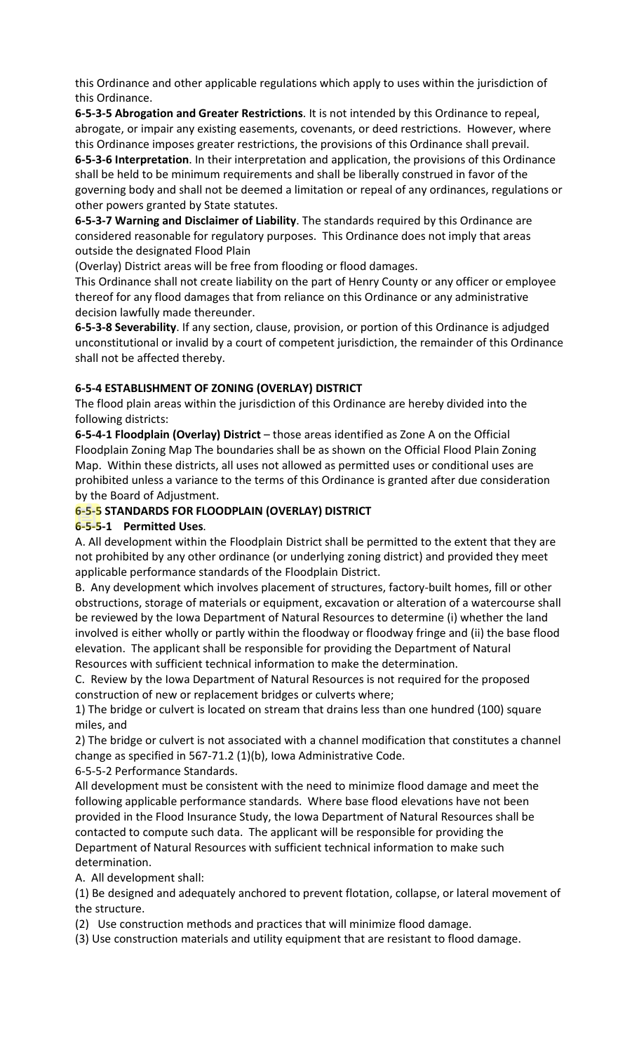this Ordinance and other applicable regulations which apply to uses within the jurisdiction of this Ordinance.

**6-5-3-5 Abrogation and Greater Restrictions**. It is not intended by this Ordinance to repeal, abrogate, or impair any existing easements, covenants, or deed restrictions. However, where this Ordinance imposes greater restrictions, the provisions of this Ordinance shall prevail.

**6-5-3-6 Interpretation**. In their interpretation and application, the provisions of this Ordinance shall be held to be minimum requirements and shall be liberally construed in favor of the governing body and shall not be deemed a limitation or repeal of any ordinances, regulations or other powers granted by State statutes.

**6-5-3-7 Warning and Disclaimer of Liability**. The standards required by this Ordinance are considered reasonable for regulatory purposes. This Ordinance does not imply that areas outside the designated Flood Plain (Overlay) District areas will be free from flooding or flood damages.

This Ordinance shall not create liability on the part of Henry County or any officer or employee thereof for any flood damages that from reliance on this Ordinance or any administrative decision lawfully made thereunder.

**6-5-3-8 Severability**. If any section, clause, provision, or portion of this Ordinance is adjudged unconstitutional or invalid by a court of competent jurisdiction, the remainder of this Ordinance shall not be affected thereby.

**6-5-4 ESTABLISHMENT OF ZONING (OVERLAY) DISTRICT**

The flood plain areas within the jurisdiction of this Ordinance are hereby divided into the following districts:

**6-5-4-1 Floodplain (Overlay) District** – those areas identified as Zone A on the Official Floodplain Zoning Map The boundaries shall be as shown on the Official Flood Plain Zoning Map. Within these districts, all uses not allowed as permitted uses or conditional uses are prohibited unless a variance to the terms of this Ordinance is granted after due consideration by the Board of Adjustment.

**6-5-5 STANDARDS FOR FLOODPLAIN (OVERLAY) DISTRICT**

**6-5-5-1 Permitted Uses**.

A. All development within the Floodplain District shall be permitted to the extent that they are not prohibited by any other ordinance (or underlying zoning district) and provided they meet applicable performance standards of the Floodplain District.

B. Any development which involves placement of structures, factory-built homes, fill or other obstructions, storage of materials or equipment, excavation or alteration of a watercourse shall be reviewed by the Iowa Department of Natural Resources to determine (i) whether the land involved is either wholly or partly within the floodway or floodway fringe and (ii) the base flood elevation. The applicant shall be responsible for providing the Department of Natural Resources with sufficient technical information to make the determination.

C. Review by the Iowa Department of Natural Resources is not required for the proposed construction of new or replacement bridges or culverts where;

1) The bridge or culvert is located on stream that drains less than one hundred (100) square miles, and

2) The bridge or culvert is not associated with a channel modification that constitutes a channel change as specified in 567-71.2 (1)(b), Iowa Administrative Code.

6-5-5-2 Performance Standards.

All development must be consistent with the need to minimize flood damage and meet the following applicable performance standards. Where base flood elevations have not been provided in the Flood Insurance Study, the Iowa Department of Natural Resources shall be contacted to compute such data. The applicant will be responsible for providing the Department of Natural Resources with sufficient technical information to make such determination.

A. All development shall:

(1) Be designed and adequately anchored to prevent flotation, collapse, or lateral movement of the structure.

(2) Use construction methods and practices that will minimize flood damage.

(3) Use construction materials and utility equipment that are resistant to flood damage.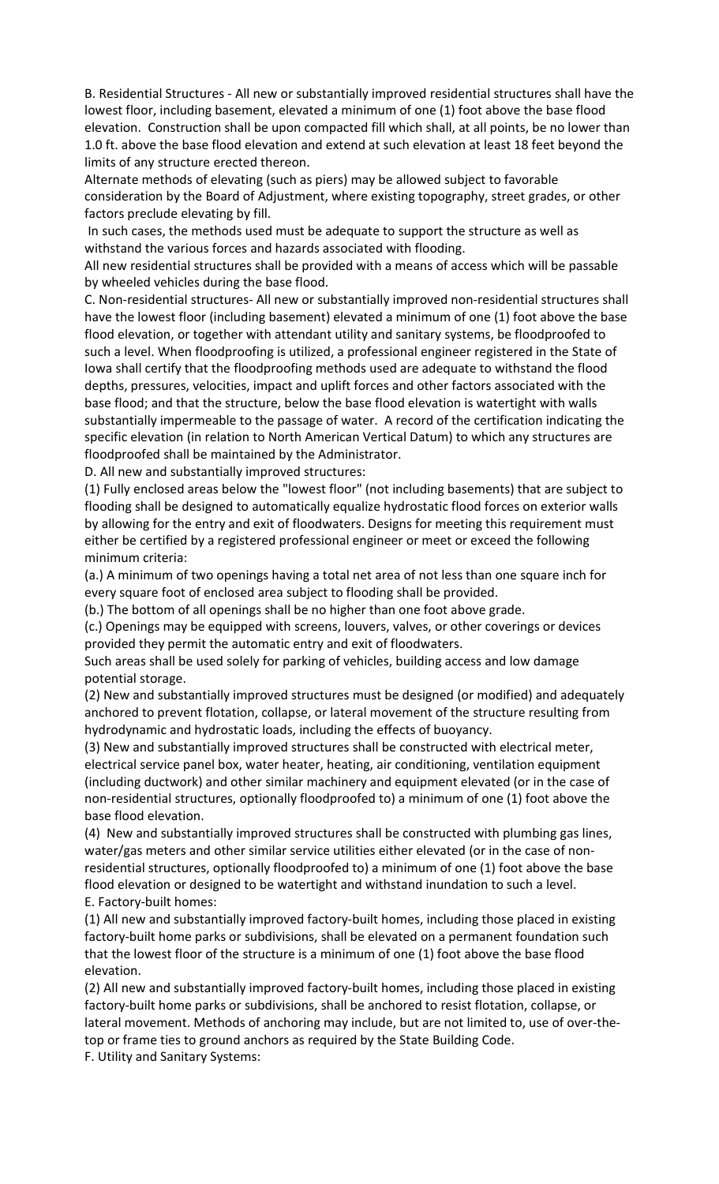B. Residential Structures - All new or substantially improved residential structures shall have the lowest floor, including basement, elevated a minimum of one (1) foot above the base flood elevation. Construction shall be upon compacted fill which shall, at all points, be no lower than 1.0 ft. above the base flood elevation and extend at such elevation at least 18 feet beyond the limits of any structure erected thereon.

Alternate methods of elevating (such as piers) may be allowed subject to favorable consideration by the Board of Adjustment, where existing topography, street grades, or other factors preclude elevating by fill.

In such cases, the methods used must be adequate to support the structure as well as withstand the various forces and hazards associated with flooding.

All new residential structures shall be provided with a means of access which will be passable by wheeled vehicles during the base flood.

C. Non-residential structures- All new or substantially improved non-residential structures shall have the lowest floor (including basement) elevated a minimum of one (1) foot above the base flood elevation, or together with attendant utility and sanitary systems, be floodproofed to such a level. When floodproofing is utilized, a professional engineer registered in the State of Iowa shall certify that the floodproofing methods used are adequate to withstand the flood depths, pressures, velocities, impact and uplift forces and other factors associated with the base flood; and that the structure, below the base flood elevation is watertight with walls substantially impermeable to the passage of water. A record of the certification indicating the specific elevation (in relation to North American Vertical Datum) to which any structures are floodproofed shall be maintained by the Administrator.

D. All new and substantially improved structures:

(1) Fully enclosed areas below the "lowest floor" (not including basements) that are subject to flooding shall be designed to automatically equalize hydrostatic flood forces on exterior walls by allowing for the entry and exit of floodwaters. Designs for meeting this requirement must either be certified by a registered professional engineer or meet or exceed the following minimum criteria:

(a.) A minimum of two openings having a total net area of not less than one square inch for every square foot of enclosed area subject to flooding shall be provided.

(b.) The bottom of all openings shall be no higher than one foot above grade.

(c.) Openings may be equipped with screens, louvers, valves, or other coverings or devices provided they permit the automatic entry and exit of floodwaters.

Such areas shall be used solely for parking of vehicles, building access and low damage potential storage.

(2) New and substantially improved structures must be designed (or modified) and adequately anchored to prevent flotation, collapse, or lateral movement of the structure resulting from hydrodynamic and hydrostatic loads, including the effects of buoyancy.

(3) New and substantially improved structures shall be constructed with electrical meter, electrical service panel box, water heater, heating, air conditioning, ventilation equipment (including ductwork) and other similar machinery and equipment elevated (or in the case of non-residential structures, optionally floodproofed to) a minimum of one (1) foot above the base flood elevation.

(4) New and substantially improved structures shall be constructed with plumbing gas lines, water/gas meters and other similar service utilities either elevated (or in the case of non-residential structures, optionally floodproofed to) a minimum of one (1) foot above the base flood elevation or designed to be watertight and withstand inundation to such a level.

E. Factory-built homes:

(1) All new and substantially improved factory-built homes, including those placed in existing factory-built home parks or subdivisions, shall be elevated on a permanent foundation such that the lowest floor of the structure is a minimum of one (1) foot above the base flood elevation.

(2) All new and substantially improved factory-built homes, including those placed in existing factory-built home parks or subdivisions, shall be anchored to resist flotation, collapse, or lateral movement. Methods of anchoring may include, but are not limited to, use of over-the-top or frame ties to ground anchors as required by the State Building Code.

F. Utility and Sanitary Systems: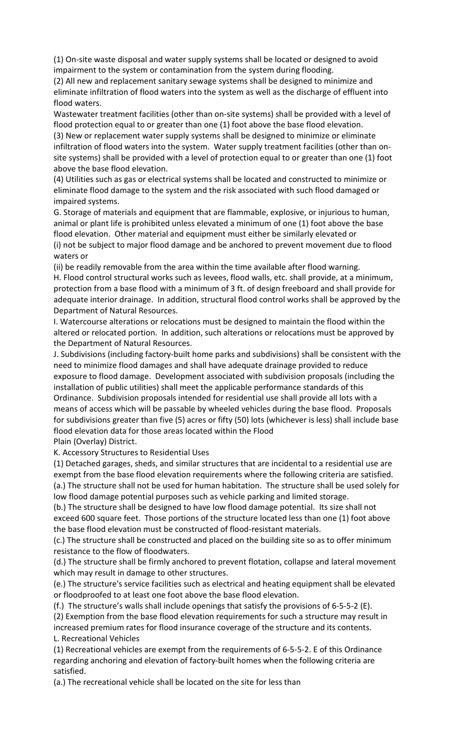(1) On-site waste disposal and water supply systems shall be located or designed to avoid impairment to the system or contamination from the system during flooding.

(2) All new and replacement sanitary sewage systems shall be designed to minimize and eliminate infiltration of flood waters into the system as well as the discharge of effluent into flood waters.

Wastewater treatment facilities (other than on-site systems) shall be provided with a level of flood protection equal to or greater than one (1) foot above the base flood elevation.

(3) New or replacement water supply systems shall be designed to minimize or eliminate infiltration of flood waters into the system. Water supply treatment facilities (other than on-site systems) shall be provided with a level of protection equal to or greater than one (1) foot above the base flood elevation.

(4) Utilities such as gas or electrical systems shall be located and constructed to minimize or eliminate flood damage to the system and the risk associated with such flood damaged or impaired systems.

G. Storage of materials and equipment that are flammable, explosive, or injurious to human, animal or plant life is prohibited unless elevated a minimum of one (1) foot above the base flood elevation. Other material and equipment must either be similarly elevated or

(i) not be subject to major flood damage and be anchored to prevent movement due to flood waters or

(ii) be readily removable from the area within the time available after flood warning.

H. Flood control structural works such as levees, flood walls, etc. shall provide, at a minimum, protection from a base flood with a minimum of 3 ft. of design freeboard and shall provide for adequate interior drainage. In addition, structural flood control works shall be approved by the Department of Natural Resources.

I. Watercourse alterations or relocations must be designed to maintain the flood within the altered or relocated portion. In addition, such alterations or relocations must be approved by the Department of Natural Resources.

J. Subdivisions (including factory-built home parks and subdivisions) shall be consistent with the need to minimize flood damages and shall have adequate drainage provided to reduce exposure to flood damage. Development associated with subdivision proposals (including the installation of public utilities) shall meet the applicable performance standards of this Ordinance. Subdivision proposals intended for residential use shall provide all lots with a means of access which will be passable by wheeled vehicles during the base flood. Proposals for subdivisions greater than five (5) acres or fifty (50) lots (whichever is less) shall include base flood elevation data for those areas located within the Flood Plain (Overlay) District.

K. Accessory Structures to Residential Uses

(1) Detached garages, sheds, and similar structures that are incidental to a residential use are exempt from the base flood elevation requirements where the following criteria are satisfied.

(a.) The structure shall not be used for human habitation. The structure shall be used solely for low flood damage potential purposes such as vehicle parking and limited storage.

(b.) The structure shall be designed to have low flood damage potential. Its size shall not exceed 600 square feet. Those portions of the structure located less than one (1) foot above the base flood elevation must be constructed of flood-resistant materials.

(c.) The structure shall be constructed and placed on the building site so as to offer minimum resistance to the flow of floodwaters.

(d.) The structure shall be firmly anchored to prevent flotation, collapse and lateral movement which may result in damage to other structures.

(e.) The structure's service facilities such as electrical and heating equipment shall be elevated or floodproofed to at least one foot above the base flood elevation.

(f.) The structure's walls shall include openings that satisfy the provisions of 6-5-5-2 (E).

(2) Exemption from the base flood elevation requirements for such a structure may result in increased premium rates for flood insurance coverage of the structure and its contents.

L. Recreational Vehicles

(1) Recreational vehicles are exempt from the requirements of 6-5-5-2. E of this Ordinance regarding anchoring and elevation of factory-built homes when the following criteria are satisfied.

(a.) The recreational vehicle shall be located on the site for less than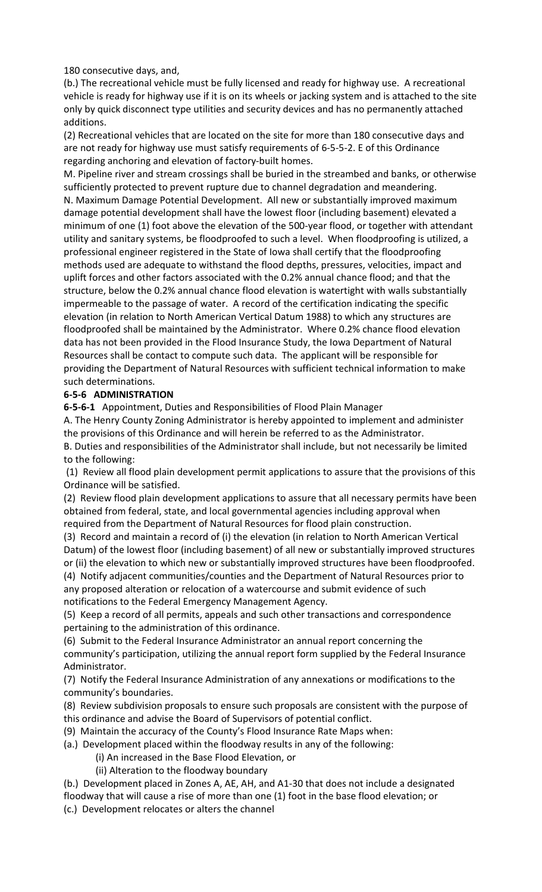180 consecutive days, and,

(b.) The recreational vehicle must be fully licensed and ready for highway use. A recreational vehicle is ready for highway use if it is on its wheels or jacking system and is attached to the site only by quick disconnect type utilities and security devices and has no permanently attached additions.

(2) Recreational vehicles that are located on the site for more than 180 consecutive days and are not ready for highway use must satisfy requirements of 6-5-5-2. E of this Ordinance regarding anchoring and elevation of factory-built homes.

M. Pipeline river and stream crossings shall be buried in the streambed and banks, or otherwise sufficiently protected to prevent rupture due to channel degradation and meandering.

N. Maximum Damage Potential Development. All new or substantially improved maximum damage potential development shall have the lowest floor (including basement) elevated a minimum of one (1) foot above the elevation of the 500-year flood, or together with attendant utility and sanitary systems, be floodproofed to such a level. When floodproofing is utilized, a professional engineer registered in the State of Iowa shall certify that the floodproofing methods used are adequate to withstand the flood depths, pressures, velocities, impact and uplift forces and other factors associated with the 0.2% annual chance flood; and that the structure, below the 0.2% annual chance flood elevation is watertight with walls substantially impermeable to the passage of water. A record of the certification indicating the specific elevation (in relation to North American Vertical Datum 1988) to which any structures are floodproofed shall be maintained by the Administrator. Where 0.2% chance flood elevation data has not been provided in the Flood Insurance Study, the Iowa Department of Natural Resources shall be contact to compute such data. The applicant will be responsible for providing the Department of Natural Resources with sufficient technical information to make such determinations.

**6-5-6 ADMINISTRATION**

**6-5-6-1** Appointment, Duties and Responsibilities of Flood Plain Manager

A. The Henry County Zoning Administrator is hereby appointed to implement and administer the provisions of this Ordinance and will herein be referred to as the Administrator.

B. Duties and responsibilities of the Administrator shall include, but not necessarily be limited to the following:

(1) Review all flood plain development permit applications to assure that the provisions of this Ordinance will be satisfied.

(2) Review flood plain development applications to assure that all necessary permits have been obtained from federal, state, and local governmental agencies including approval when required from the Department of Natural Resources for flood plain construction.

(3) Record and maintain a record of (i) the elevation (in relation to North American Vertical Datum) of the lowest floor (including basement) of all new or substantially improved structures or (ii) the elevation to which new or substantially improved structures have been floodproofed.

(4) Notify adjacent communities/counties and the Department of Natural Resources prior to any proposed alteration or relocation of a watercourse and submit evidence of such notifications to the Federal Emergency Management Agency.

(5) Keep a record of all permits, appeals and such other transactions and correspondence pertaining to the administration of this ordinance.

(6) Submit to the Federal Insurance Administrator an annual report concerning the community's participation, utilizing the annual report form supplied by the Federal Insurance Administrator.

(7) Notify the Federal Insurance Administration of any annexations or modifications to the community's boundaries.

(8) Review subdivision proposals to ensure such proposals are consistent with the purpose of this ordinance and advise the Board of Supervisors of potential conflict.

(9) Maintain the accuracy of the County's Flood Insurance Rate Maps when:

(a.) Development placed within the floodway results in any of the following:

(i) An increased in the Base Flood Elevation, or

(ii) Alteration to the floodway boundary

(b.) Development placed in Zones A, AE, AH, and A1-30 that does not include a designated floodway that will cause a rise of more than one (1) foot in the base flood elevation; or

(c.) Development relocates or alters the channel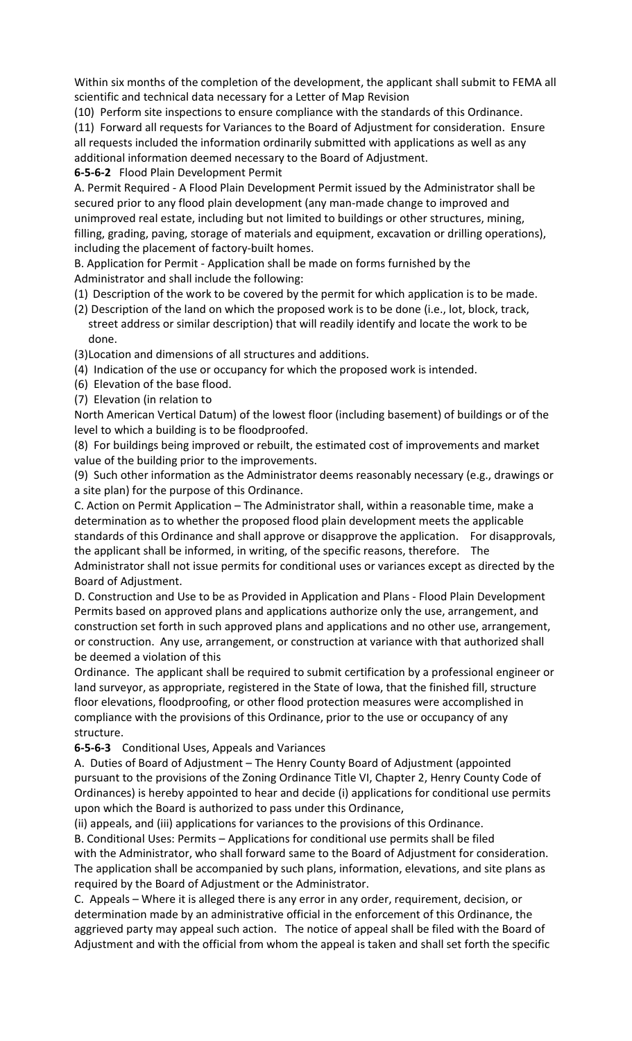Within six months of the completion of the development, the applicant shall submit to FEMA all scientific and technical data necessary for a Letter of Map Revision

(10) Perform site inspections to ensure compliance with the standards of this Ordinance.

(11) Forward all requests for Variances to the Board of Adjustment for consideration. Ensure all requests included the information ordinarily submitted with applications as well as any additional information deemed necessary to the Board of Adjustment.

**6-5-6-2** Flood Plain Development Permit

A. Permit Required - A Flood Plain Development Permit issued by the Administrator shall be secured prior to any flood plain development (any man-made change to improved and unimproved real estate, including but not limited to buildings or other structures, mining, filling, grading, paving, storage of materials and equipment, excavation or drilling operations), including the placement of factory-built homes.

B. Application for Permit - Application shall be made on forms furnished by the Administrator and shall include the following:

(1) Description of the work to be covered by the permit for which application is to be made.

(2) Description of the land on which the proposed work is to be done (i.e., lot, block, track, street address or similar description) that will readily identify and locate the work to be done.

(3)Location and dimensions of all structures and additions.

(4) Indication of the use or occupancy for which the proposed work is intended.

(6) Elevation of the base flood.

(7) Elevation (in relation to
North American Vertical Datum) of the lowest floor (including basement) of buildings or of the level to which a building is to be floodproofed.

(8) For buildings being improved or rebuilt, the estimated cost of improvements and market value of the building prior to the improvements.

(9) Such other information as the Administrator deems reasonably necessary (e.g., drawings or a site plan) for the purpose of this Ordinance.

C. Action on Permit Application – The Administrator shall, within a reasonable time, make a determination as to whether the proposed flood plain development meets the applicable standards of this Ordinance and shall approve or disapprove the application. For disapprovals, the applicant shall be informed, in writing, of the specific reasons, therefore. The Administrator shall not issue permits for conditional uses or variances except as directed by the Board of Adjustment.

D. Construction and Use to be as Provided in Application and Plans - Flood Plain Development Permits based on approved plans and applications authorize only the use, arrangement, and construction set forth in such approved plans and applications and no other use, arrangement, or construction. Any use, arrangement, or construction at variance with that authorized shall be deemed a violation of this
Ordinance. The applicant shall be required to submit certification by a professional engineer or land surveyor, as appropriate, registered in the State of Iowa, that the finished fill, structure floor elevations, floodproofing, or other flood protection measures were accomplished in compliance with the provisions of this Ordinance, prior to the use or occupancy of any structure.

**6-5-6-3** Conditional Uses, Appeals and Variances

A. Duties of Board of Adjustment – The Henry County Board of Adjustment (appointed pursuant to the provisions of the Zoning Ordinance Title VI, Chapter 2, Henry County Code of Ordinances) is hereby appointed to hear and decide (i) applications for conditional use permits upon which the Board is authorized to pass under this Ordinance,
(ii) appeals, and (iii) applications for variances to the provisions of this Ordinance.

B. Conditional Uses: Permits – Applications for conditional use permits shall be filed with the Administrator, who shall forward same to the Board of Adjustment for consideration. The application shall be accompanied by such plans, information, elevations, and site plans as required by the Board of Adjustment or the Administrator.

C. Appeals – Where it is alleged there is any error in any order, requirement, decision, or determination made by an administrative official in the enforcement of this Ordinance, the aggrieved party may appeal such action. The notice of appeal shall be filed with the Board of Adjustment and with the official from whom the appeal is taken and shall set forth the specific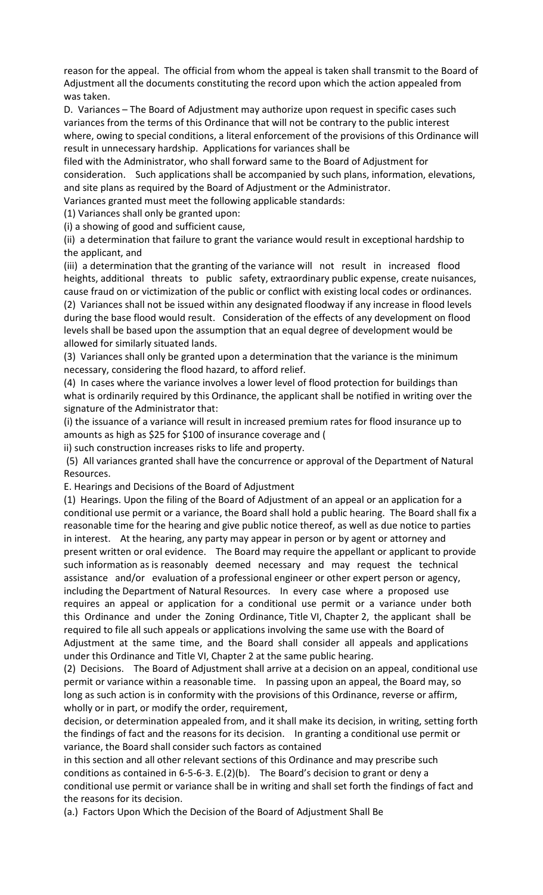reason for the appeal. The official from whom the appeal is taken shall transmit to the Board of Adjustment all the documents constituting the record upon which the action appealed from was taken.

D. Variances – The Board of Adjustment may authorize upon request in specific cases such variances from the terms of this Ordinance that will not be contrary to the public interest where, owing to special conditions, a literal enforcement of the provisions of this Ordinance will result in unnecessary hardship. Applications for variances shall be filed with the Administrator, who shall forward same to the Board of Adjustment for consideration. Such applications shall be accompanied by such plans, information, elevations, and site plans as required by the Board of Adjustment or the Administrator.

Variances granted must meet the following applicable standards:

(1) Variances shall only be granted upon:

(i) a showing of good and sufficient cause,

(ii) a determination that failure to grant the variance would result in exceptional hardship to the applicant, and

(iii) a determination that the granting of the variance will not result in increased flood heights, additional threats to public safety, extraordinary public expense, create nuisances, cause fraud on or victimization of the public or conflict with existing local codes or ordinances.

(2) Variances shall not be issued within any designated floodway if any increase in flood levels during the base flood would result. Consideration of the effects of any development on flood levels shall be based upon the assumption that an equal degree of development would be allowed for similarly situated lands.

(3) Variances shall only be granted upon a determination that the variance is the minimum necessary, considering the flood hazard, to afford relief.

(4) In cases where the variance involves a lower level of flood protection for buildings than what is ordinarily required by this Ordinance, the applicant shall be notified in writing over the signature of the Administrator that:

(i) the issuance of a variance will result in increased premium rates for flood insurance up to amounts as high as $25 for $100 of insurance coverage and (

ii) such construction increases risks to life and property.

(5) All variances granted shall have the concurrence or approval of the Department of Natural Resources.

E. Hearings and Decisions of the Board of Adjustment

(1) Hearings. Upon the filing of the Board of Adjustment of an appeal or an application for a conditional use permit or a variance, the Board shall hold a public hearing. The Board shall fix a reasonable time for the hearing and give public notice thereof, as well as due notice to parties in interest. At the hearing, any party may appear in person or by agent or attorney and present written or oral evidence. The Board may require the appellant or applicant to provide such information as is reasonably deemed necessary and may request the technical assistance and/or evaluation of a professional engineer or other expert person or agency, including the Department of Natural Resources. In every case where a proposed use requires an appeal or application for a conditional use permit or a variance under both this Ordinance and under the Zoning Ordinance, Title VI, Chapter 2, the applicant shall be required to file all such appeals or applications involving the same use with the Board of Adjustment at the same time, and the Board shall consider all appeals and applications under this Ordinance and Title VI, Chapter 2 at the same public hearing.

(2) Decisions. The Board of Adjustment shall arrive at a decision on an appeal, conditional use permit or variance within a reasonable time. In passing upon an appeal, the Board may, so long as such action is in conformity with the provisions of this Ordinance, reverse or affirm, wholly or in part, or modify the order, requirement, decision, or determination appealed from, and it shall make its decision, in writing, setting forth the findings of fact and the reasons for its decision. In granting a conditional use permit or variance, the Board shall consider such factors as contained in this section and all other relevant sections of this Ordinance and may prescribe such conditions as contained in 6-5-6-3. E.(2)(b). The Board's decision to grant or deny a conditional use permit or variance shall be in writing and shall set forth the findings of fact and the reasons for its decision.

(a.) Factors Upon Which the Decision of the Board of Adjustment Shall Be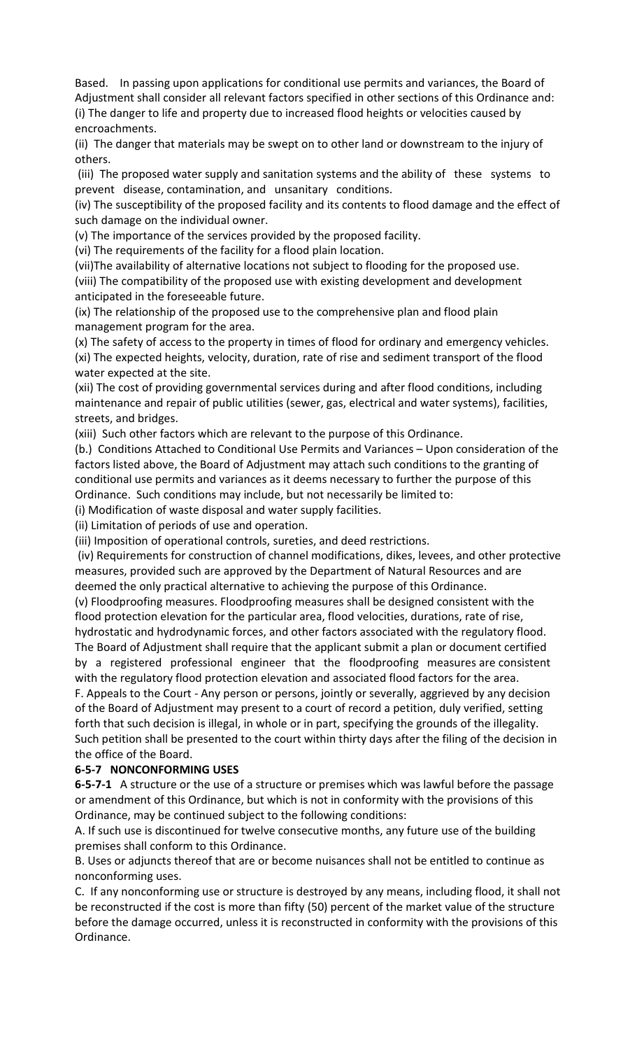Based. In passing upon applications for conditional use permits and variances, the Board of Adjustment shall consider all relevant factors specified in other sections of this Ordinance and:

(i) The danger to life and property due to increased flood heights or velocities caused by encroachments.

(ii) The danger that materials may be swept on to other land or downstream to the injury of others.

(iii) The proposed water supply and sanitation systems and the ability of these systems to prevent disease, contamination, and unsanitary conditions.

(iv) The susceptibility of the proposed facility and its contents to flood damage and the effect of such damage on the individual owner.

(v) The importance of the services provided by the proposed facility.

(vi) The requirements of the facility for a flood plain location.

(vii)The availability of alternative locations not subject to flooding for the proposed use.

(viii) The compatibility of the proposed use with existing development and development anticipated in the foreseeable future.

(ix) The relationship of the proposed use to the comprehensive plan and flood plain management program for the area.

(x) The safety of access to the property in times of flood for ordinary and emergency vehicles.

(xi) The expected heights, velocity, duration, rate of rise and sediment transport of the flood water expected at the site.

(xii) The cost of providing governmental services during and after flood conditions, including maintenance and repair of public utilities (sewer, gas, electrical and water systems), facilities, streets, and bridges.

(xiii) Such other factors which are relevant to the purpose of this Ordinance.

(b.) Conditions Attached to Conditional Use Permits and Variances – Upon consideration of the factors listed above, the Board of Adjustment may attach such conditions to the granting of conditional use permits and variances as it deems necessary to further the purpose of this Ordinance. Such conditions may include, but not necessarily be limited to:

(i) Modification of waste disposal and water supply facilities.

(ii) Limitation of periods of use and operation.

(iii) Imposition of operational controls, sureties, and deed restrictions.

(iv) Requirements for construction of channel modifications, dikes, levees, and other protective measures, provided such are approved by the Department of Natural Resources and are deemed the only practical alternative to achieving the purpose of this Ordinance.

(v) Floodproofing measures. Floodproofing measures shall be designed consistent with the flood protection elevation for the particular area, flood velocities, durations, rate of rise, hydrostatic and hydrodynamic forces, and other factors associated with the regulatory flood. The Board of Adjustment shall require that the applicant submit a plan or document certified by a registered professional engineer that the floodproofing measures are consistent with the regulatory flood protection elevation and associated flood factors for the area.

F. Appeals to the Court - Any person or persons, jointly or severally, aggrieved by any decision of the Board of Adjustment may present to a court of record a petition, duly verified, setting forth that such decision is illegal, in whole or in part, specifying the grounds of the illegality. Such petition shall be presented to the court within thirty days after the filing of the decision in the office of the Board.

**6-5-7 NONCONFORMING USES**

**6-5-7-1** A structure or the use of a structure or premises which was lawful before the passage or amendment of this Ordinance, but which is not in conformity with the provisions of this Ordinance, may be continued subject to the following conditions:

A. If such use is discontinued for twelve consecutive months, any future use of the building premises shall conform to this Ordinance.

B. Uses or adjuncts thereof that are or become nuisances shall not be entitled to continue as nonconforming uses.

C. If any nonconforming use or structure is destroyed by any means, including flood, it shall not be reconstructed if the cost is more than fifty (50) percent of the market value of the structure before the damage occurred, unless it is reconstructed in conformity with the provisions of this Ordinance.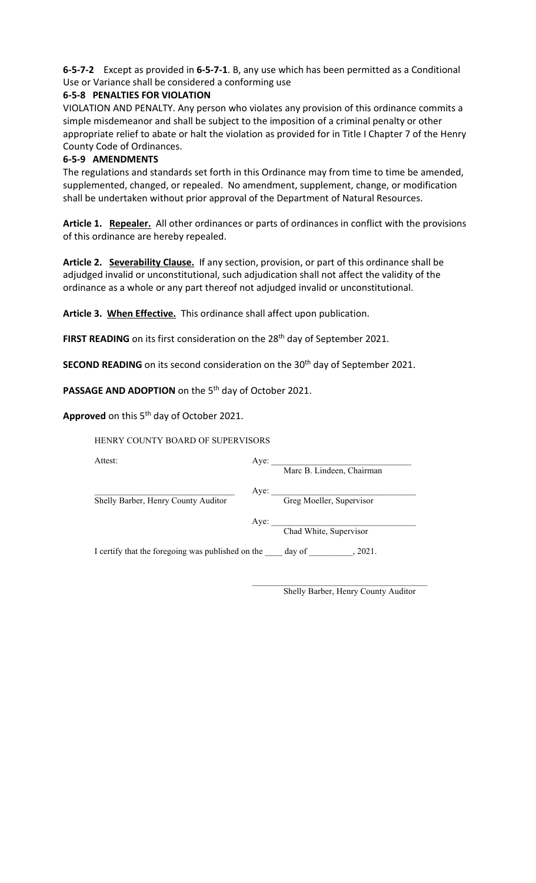**6-5-7-2** Except as provided in **6-5-7-1**. B, any use which has been permitted as a Conditional Use or Variance shall be considered a conforming use

**6-5-8 PENALTIES FOR VIOLATION**

VIOLATION AND PENALTY. Any person who violates any provision of this ordinance commits a simple misdemeanor and shall be subject to the imposition of a criminal penalty or other appropriate relief to abate or halt the violation as provided for in Title I Chapter 7 of the Henry County Code of Ordinances.

**6-5-9 AMENDMENTS**

The regulations and standards set forth in this Ordinance may from time to time be amended, supplemented, changed, or repealed. No amendment, supplement, change, or modification shall be undertaken without prior approval of the Department of Natural Resources.

**Article 1. Repealer.** All other ordinances or parts of ordinances in conflict with the provisions of this ordinance are hereby repealed.

**Article 2. Severability Clause.** If any section, provision, or part of this ordinance shall be adjudged invalid or unconstitutional, such adjudication shall not affect the validity of the ordinance as a whole or any part thereof not adjudged invalid or unconstitutional.

**Article 3. When Effective.** This ordinance shall affect upon publication.

**FIRST READING** on its first consideration on the 28th day of September 2021.

**SECOND READING** on its second consideration on the 30th day of September 2021.

**PASSAGE AND ADOPTION** on the 5th day of October 2021.

**Approved** on this 5th day of October 2021.

HENRY COUNTY BOARD OF SUPERVISORS

Attest:

Aye: ______________________________
Marc B. Lindeen, Chairman

______________________________
Shelly Barber, Henry County Auditor

Aye: ______________________________
Greg Moeller, Supervisor

Aye: ______________________________
Chad White, Supervisor

I certify that the foregoing was published on the ____ day of __________, 2021.

______________________________
Shelly Barber, Henry County Auditor